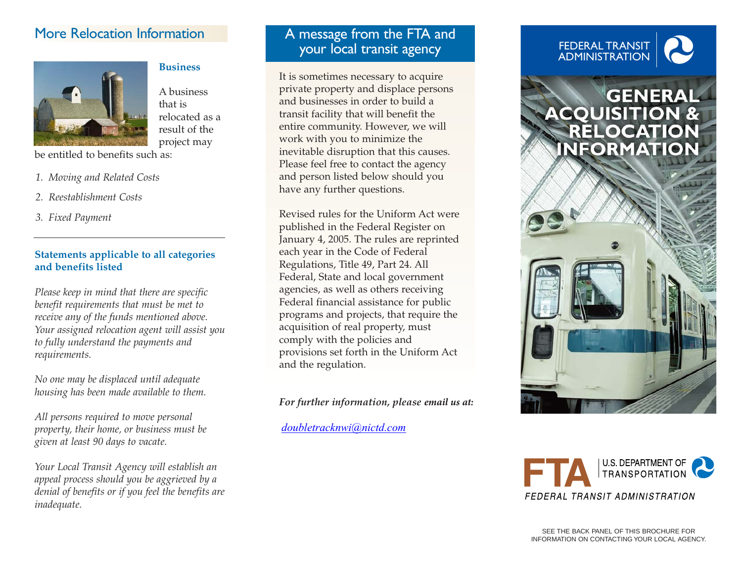## More Relocation Information

### Business

A business that is relocated as a result of the project may be entitled to benefits such as:

1. *Moving and Related Costs*
2. *Reestablishment Costs*
3. *Fixed Payment*

### Statements applicable to all categories and benefits listed

*Please keep in mind that there are specific benefit requirements that must be met to receive any of the funds mentioned above. Your assigned relocation agent will assist you to fully understand the payments and requirements.*

*No one may be displaced until adequate housing has been made available to them.*

*All persons required to move personal property, their home, or business must be given at least 90 days to vacate.*

*Your Local Transit Agency will establish an appeal process should you be aggrieved by a denial of benefits or if you feel the benefits are inadequate.*

## A message from the FTA and your local transit agency

It is sometimes necessary to acquire private property and displace persons and businesses in order to build a transit facility that will benefit the entire community. However, we will work with you to minimize the inevitable disruption that this causes. Please feel free to contact the agency and person listed below should you have any further questions.

Revised rules for the Uniform Act were published in the Federal Register on January 4, 2005. The rules are reprinted each year in the Code of Federal Regulations, Title 49, Part 24. All Federal, State and local government agencies, as well as others receiving Federal financial assistance for public programs and projects, that require the acquisition of real property, must comply with the policies and provisions set forth in the Uniform Act and the regulation.

***For further information, please email us at:***

doubletracknwi@nictd.com

FEDERAL TRANSIT ADMINISTRATION

# GENERAL ACQUISITION & RELOCATION INFORMATION

FTA | U.S. DEPARTMENT OF TRANSPORTATION

FEDERAL TRANSIT ADMINISTRATION

SEE THE BACK PANEL OF THIS BROCHURE FOR INFORMATION ON CONTACTING YOUR LOCAL AGENCY.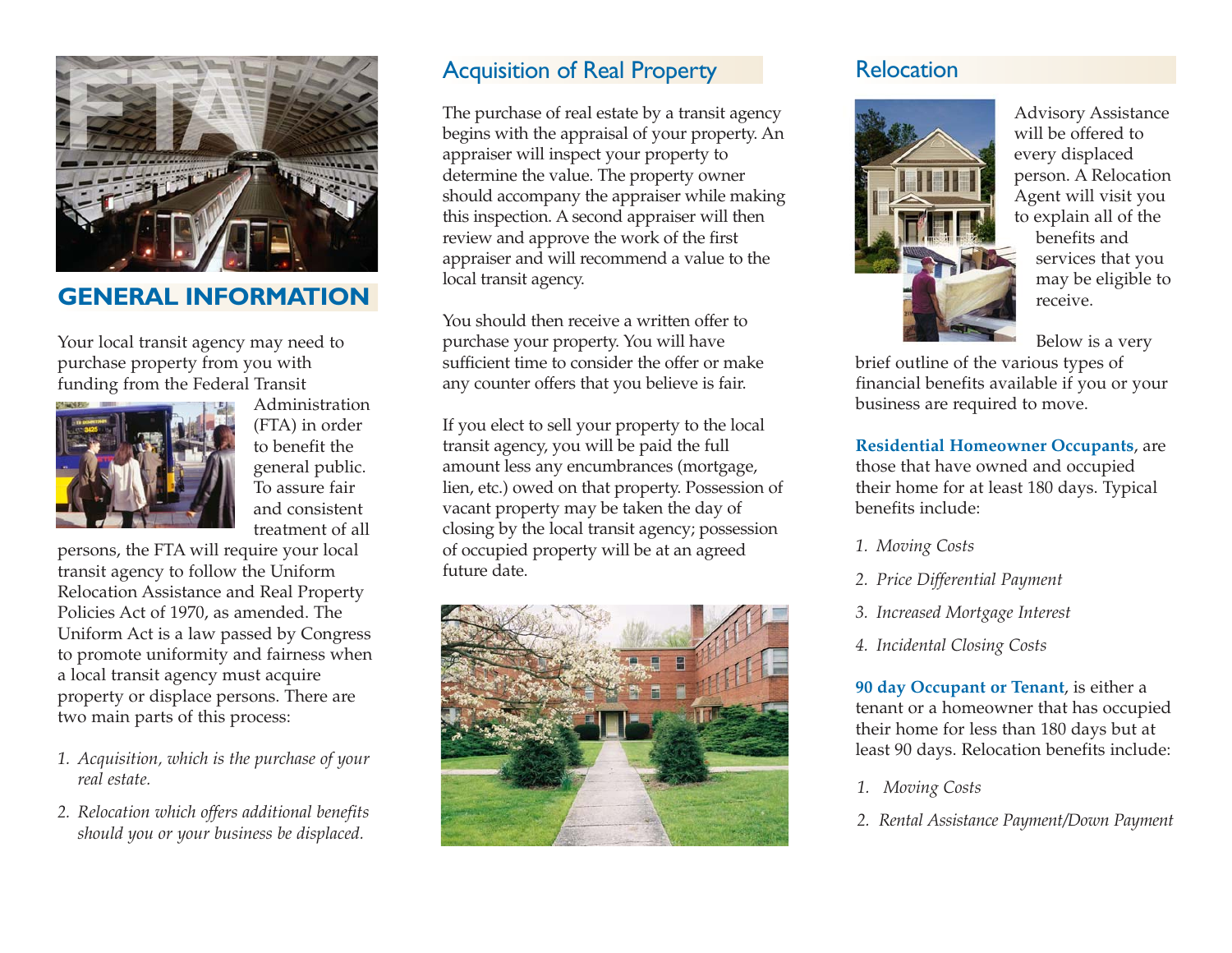## GENERAL INFORMATION

Your local transit agency may need to purchase property from you with funding from the Federal Transit Administration (FTA) in order to benefit the general public. To assure fair and consistent treatment of all persons, the FTA will require your local transit agency to follow the Uniform Relocation Assistance and Real Property Policies Act of 1970, as amended. The Uniform Act is a law passed by Congress to promote uniformity and fairness when a local transit agency must acquire property or displace persons. There are two main parts of this process:

1. *Acquisition, which is the purchase of your real estate.*
2. *Relocation which offers additional benefits should you or your business be displaced.*

## Acquisition of Real Property

The purchase of real estate by a transit agency begins with the appraisal of your property. An appraiser will inspect your property to determine the value. The property owner should accompany the appraiser while making this inspection. A second appraiser will then review and approve the work of the first appraiser and will recommend a value to the local transit agency.

You should then receive a written offer to purchase your property. You will have sufficient time to consider the offer or make any counter offers that you believe is fair.

If you elect to sell your property to the local transit agency, you will be paid the full amount less any encumbrances (mortgage, lien, etc.) owed on that property. Possession of vacant property may be taken the day of closing by the local transit agency; possession of occupied property will be at an agreed future date.

## Relocation

Advisory Assistance will be offered to every displaced person. A Relocation Agent will visit you to explain all of the benefits and services that you may be eligible to receive.

Below is a very brief outline of the various types of financial benefits available if you or your business are required to move.

**Residential Homeowner Occupants**, are those that have owned and occupied their home for at least 180 days. Typical benefits include:

1. *Moving Costs*
2. *Price Differential Payment*
3. *Increased Mortgage Interest*
4. *Incidental Closing Costs*

**90 day Occupant or Tenant**, is either a tenant or a homeowner that has occupied their home for less than 180 days but at least 90 days. Relocation benefits include:

1. *Moving Costs*
2. *Rental Assistance Payment/Down Payment*